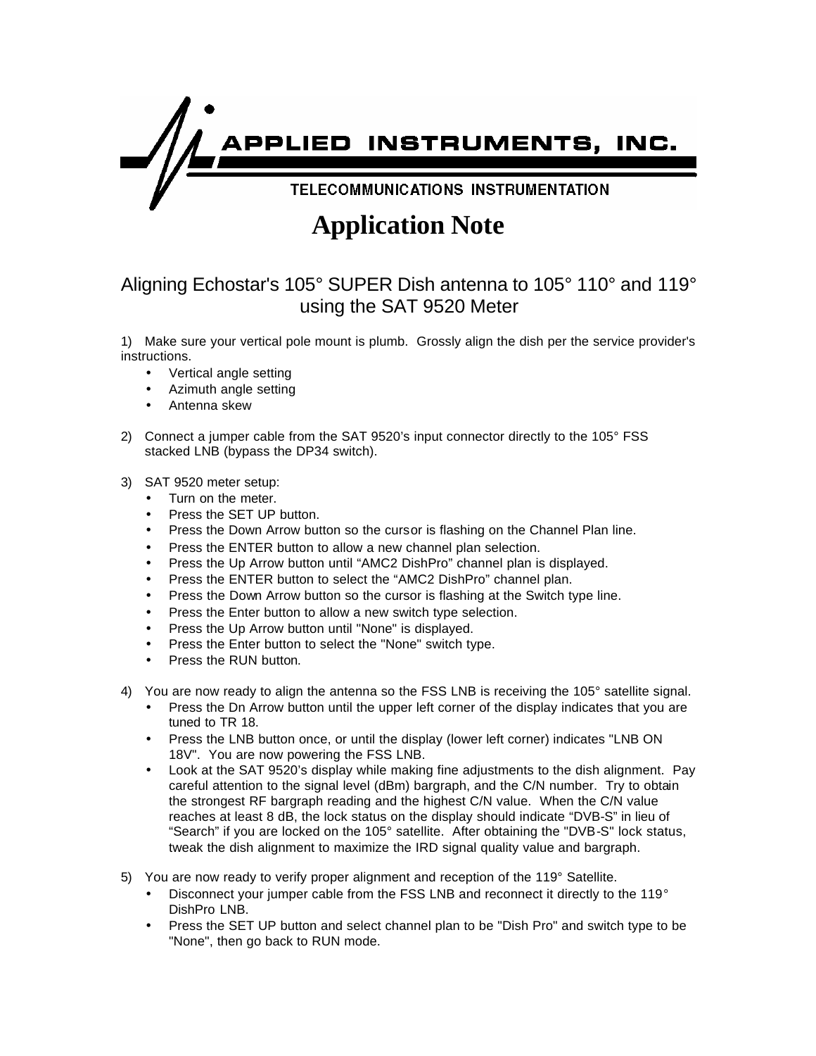APPLIED INSTRUMENTS, INC.

TELECOMMUNICATIONS INSTRUMENTATION

# Application Note

## Aligning Echostar's 105° SUPER Dish antenna to 105° 110° and 119° using the SAT 9520 Meter

1) Make sure your vertical pole mount is plumb. Grossly align the dish per the service provider's instructions.
   - Vertical angle setting
   - Azimuth angle setting
   - Antenna skew

2) Connect a jumper cable from the SAT 9520's input connector directly to the 105° FSS stacked LNB (bypass the DP34 switch).

3) SAT 9520 meter setup:
   - Turn on the meter.
   - Press the SET UP button.
   - Press the Down Arrow button so the cursor is flashing on the Channel Plan line.
   - Press the ENTER button to allow a new channel plan selection.
   - Press the Up Arrow button until "AMC2 DishPro" channel plan is displayed.
   - Press the ENTER button to select the "AMC2 DishPro" channel plan.
   - Press the Down Arrow button so the cursor is flashing at the Switch type line.
   - Press the Enter button to allow a new switch type selection.
   - Press the Up Arrow button until "None" is displayed.
   - Press the Enter button to select the "None" switch type.
   - Press the RUN button.

4) You are now ready to align the antenna so the FSS LNB is receiving the 105° satellite signal.
   - Press the Dn Arrow button until the upper left corner of the display indicates that you are tuned to TR 18.
   - Press the LNB button once, or until the display (lower left corner) indicates "LNB ON 18V". You are now powering the FSS LNB.
   - Look at the SAT 9520's display while making fine adjustments to the dish alignment. Pay careful attention to the signal level (dBm) bargraph, and the C/N number. Try to obtain the strongest RF bargraph reading and the highest C/N value. When the C/N value reaches at least 8 dB, the lock status on the display should indicate "DVB-S" in lieu of "Search" if you are locked on the 105° satellite. After obtaining the "DVB-S" lock status, tweak the dish alignment to maximize the IRD signal quality value and bargraph.

5) You are now ready to verify proper alignment and reception of the 119° Satellite.
   - Disconnect your jumper cable from the FSS LNB and reconnect it directly to the 119° DishPro LNB.
   - Press the SET UP button and select channel plan to be "Dish Pro" and switch type to be "None", then go back to RUN mode.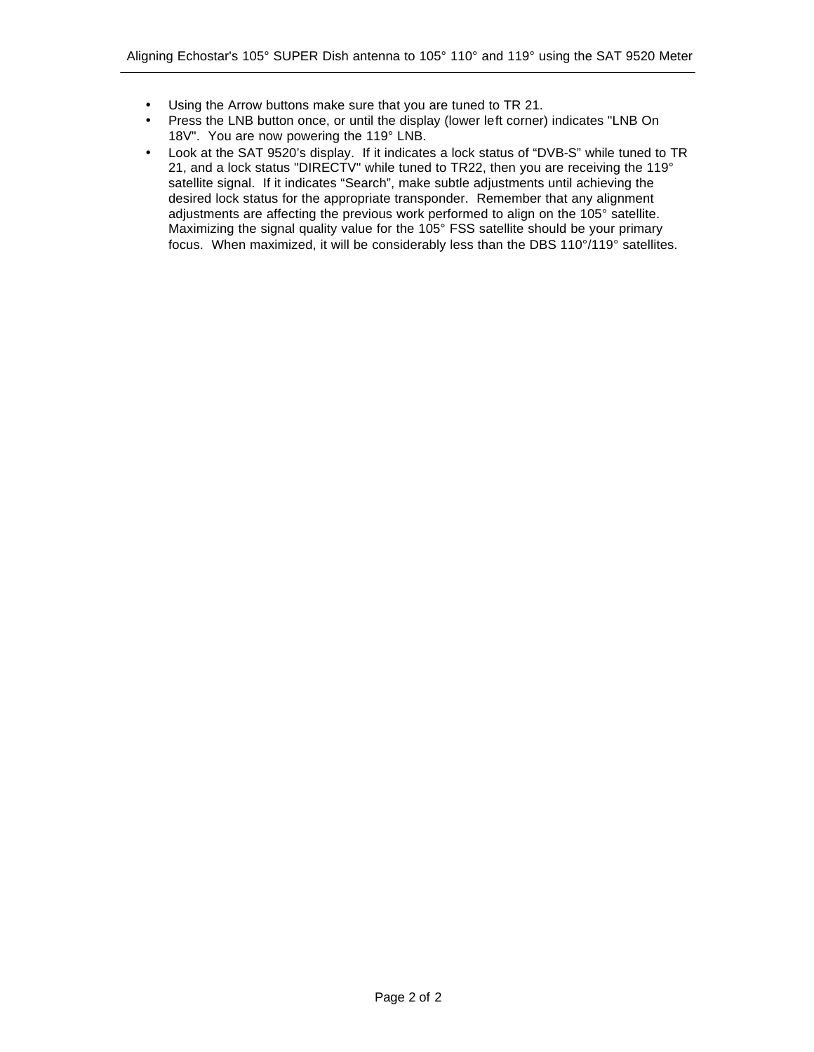- Using the Arrow buttons make sure that you are tuned to TR 21.
- Press the LNB button once, or until the display (lower left corner) indicates "LNB On 18V". You are now powering the 119° LNB.
- Look at the SAT 9520's display. If it indicates a lock status of "DVB-S" while tuned to TR 21, and a lock status "DIRECTV" while tuned to TR22, then you are receiving the 119° satellite signal. If it indicates "Search", make subtle adjustments until achieving the desired lock status for the appropriate transponder. Remember that any alignment adjustments are affecting the previous work performed to align on the 105° satellite. Maximizing the signal quality value for the 105° FSS satellite should be your primary focus. When maximized, it will be considerably less than the DBS 110°/119° satellites.